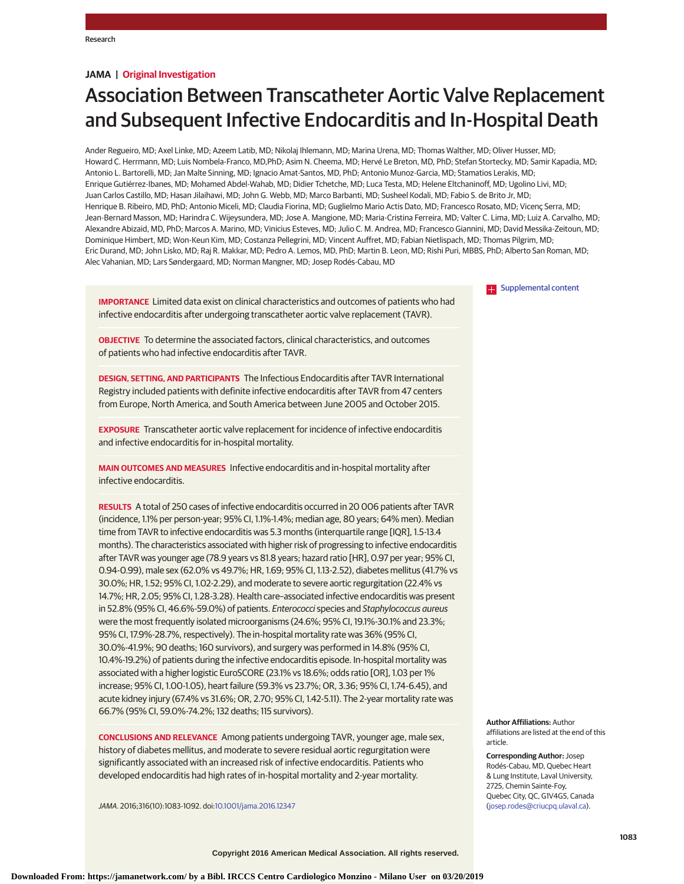JAMA | Original Investigation

# Association Between Transcatheter Aortic Valve Replacement and Subsequent Infective Endocarditis and In-Hospital Death

Ander Regueiro, MD; Axel Linke, MD; Azeem Latib, MD; Nikolaj Ihlemann, MD; Marina Urena, MD; Thomas Walther, MD; Oliver Husser, MD; Howard C. Herrmann, MD; Luis Nombela-Franco, MD,PhD; Asim N. Cheema, MD; Hervé Le Breton, MD, PhD; Stefan Stortecky, MD; Samir Kapadia, MD; Antonio L. Bartorelli, MD; Jan Malte Sinning, MD; Ignacio Amat-Santos, MD, PhD; Antonio Munoz-Garcia, MD; Stamatios Lerakis, MD; Enrique Gutiérrez-Ibanes, MD; Mohamed Abdel-Wahab, MD; Didier Tchetche, MD; Luca Testa, MD; Helene Eltchaninoff, MD; Ugolino Livi, MD; Juan Carlos Castillo, MD; Hasan Jilaihawi, MD; John G. Webb, MD; Marco Barbanti, MD; Susheel Kodali, MD; Fabio S. de Brito Jr, MD; Henrique B. Ribeiro, MD, PhD; Antonio Miceli, MD; Claudia Fiorina, MD; Guglielmo Mario Actis Dato, MD; Francesco Rosato, MD; Vicenç Serra, MD; Jean-Bernard Masson, MD; Harindra C. Wijeysundera, MD; Jose A. Mangione, MD; Maria-Cristina Ferreira, MD; Valter C. Lima, MD; Luiz A. Carvalho, MD; Alexandre Abizaid, MD, PhD; Marcos A. Marino, MD; Vinicius Esteves, MD; Julio C. M. Andrea, MD; Francesco Giannini, MD; David Messika-Zeitoun, MD; Dominique Himbert, MD; Won-Keun Kim, MD; Costanza Pellegrini, MD; Vincent Auffret, MD; Fabian Nietlispach, MD; Thomas Pilgrim, MD; Eric Durand, MD; John Lisko, MD; Raj R. Makkar, MD; Pedro A. Lemos, MD, PhD; Martin B. Leon, MD; Rishi Puri, MBBS, PhD; Alberto San Roman, MD; Alec Vahanian, MD; Lars Søndergaard, MD; Norman Mangner, MD; Josep Rodés-Cabau, MD

Supplemental content

**IMPORTANCE** Limited data exist on clinical characteristics and outcomes of patients who had infective endocarditis after undergoing transcatheter aortic valve replacement (TAVR).

**OBJECTIVE** To determine the associated factors, clinical characteristics, and outcomes of patients who had infective endocarditis after TAVR.

**DESIGN, SETTING, AND PARTICIPANTS** The Infectious Endocarditis after TAVR International Registry included patients with definite infective endocarditis after TAVR from 47 centers from Europe, North America, and South America between June 2005 and October 2015.

**EXPOSURE** Transcatheter aortic valve replacement for incidence of infective endocarditis and infective endocarditis for in-hospital mortality.

**MAIN OUTCOMES AND MEASURES** Infective endocarditis and in-hospital mortality after infective endocarditis.

**RESULTS** A total of 250 cases of infective endocarditis occurred in 20 006 patients after TAVR (incidence, 1.1% per person-year; 95% CI, 1.1%-1.4%; median age, 80 years; 64% men). Median time from TAVR to infective endocarditis was 5.3 months (interquartile range [IQR], 1.5-13.4 months). The characteristics associated with higher risk of progressing to infective endocarditis after TAVR was younger age (78.9 years vs 81.8 years; hazard ratio [HR], 0.97 per year; 95% CI, 0.94-0.99), male sex (62.0% vs 49.7%; HR, 1.69; 95% CI, 1.13-2.52), diabetes mellitus (41.7% vs 30.0%; HR, 1.52; 95% CI, 1.02-2.29), and moderate to severe aortic regurgitation (22.4% vs 14.7%; HR, 2.05; 95% CI, 1.28-3.28). Health care–associated infective endocarditis was present in 52.8% (95% CI, 46.6%-59.0%) of patients. *Enterococci* species and *Staphylococcus aureus* were the most frequently isolated microorganisms (24.6%; 95% CI, 19.1%-30.1% and 23.3%; 95% CI, 17.9%-28.7%, respectively). The in-hospital mortality rate was 36% (95% CI, 30.0%-41.9%; 90 deaths; 160 survivors), and surgery was performed in 14.8% (95% CI, 10.4%-19.2%) of patients during the infective endocarditis episode. In-hospital mortality was associated with a higher logistic EuroSCORE (23.1% vs 18.6%; odds ratio [OR], 1.03 per 1% increase; 95% CI, 1.00-1.05), heart failure (59.3% vs 23.7%; OR, 3.36; 95% CI, 1.74-6.45), and acute kidney injury (67.4% vs 31.6%; OR, 2.70; 95% CI, 1.42-5.11). The 2-year mortality rate was 66.7% (95% CI, 59.0%-74.2%; 132 deaths; 115 survivors).

**CONCLUSIONS AND RELEVANCE** Among patients undergoing TAVR, younger age, male sex, history of diabetes mellitus, and moderate to severe residual aortic regurgitation were significantly associated with an increased risk of infective endocarditis. Patients who developed endocarditis had high rates of in-hospital mortality and 2-year mortality.

*JAMA*. 2016;316(10):1083-1092. doi:10.1001/jama.2016.12347

**Author Affiliations:** Author affiliations are listed at the end of this article.

**Corresponding Author:** Josep Rodés-Cabau, MD, Quebec Heart & Lung Institute, Laval University, 2725, Chemin Sainte-Foy, Quebec City, QC, G1V4G5, Canada (josep.rodes@criucpq.ulaval.ca).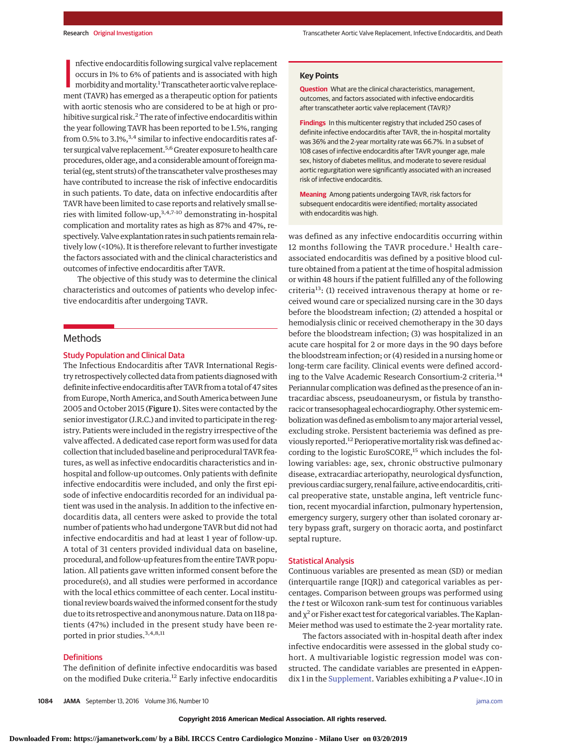Infective endocarditis following surgical valve replacement occurs in 1% to 6% of patients and is associated with high morbidity and mortality.[1] Transcatheter aortic valve replacement (TAVR) has emerged as a therapeutic option for patients with aortic stenosis who are considered to be at high or prohibitive surgical risk.[2] The rate of infective endocarditis within the year following TAVR has been reported to be 1.5%, ranging from 0.5% to 3.1%,[3,4] similar to infective endocarditis rates after surgical valve replacement.[5,6] Greater exposure to health care procedures, older age, and a considerable amount of foreign material (eg, stent struts) of the transcatheter valve prostheses may have contributed to increase the risk of infective endocarditis in such patients. To date, data on infective endocarditis after TAVR have been limited to case reports and relatively small series with limited follow-up,[3,4,7-10] demonstrating in-hospital complication and mortality rates as high as 87% and 47%, respectively. Valve explantation rates in such patients remain relatively low (<10%). It is therefore relevant to further investigate the factors associated with and the clinical characteristics and outcomes of infective endocarditis after TAVR.

The objective of this study was to determine the clinical characteristics and outcomes of patients who develop infective endocarditis after undergoing TAVR.

## Key Points

**Question** What are the clinical characteristics, management, outcomes, and factors associated with infective endocarditis after transcatheter aortic valve replacement (TAVR)?

**Findings** In this multicenter registry that included 250 cases of definite infective endocarditis after TAVR, the in-hospital mortality was 36% and the 2-year mortality rate was 66.7%. In a subset of 108 cases of infective endocarditis after TAVR younger age, male sex, history of diabetes mellitus, and moderate to severe residual aortic regurgitation were significantly associated with an increased risk of infective endocarditis.

**Meaning** Among patients undergoing TAVR, risk factors for subsequent endocarditis were identified; mortality associated with endocarditis was high.

## Methods

### Study Population and Clinical Data

The Infectious Endocarditis after TAVR International Registry retrospectively collected data from patients diagnosed with definite infective endocarditis after TAVR from a total of 47 sites from Europe, North America, and South America between June 2005 and October 2015 (**Figure 1**). Sites were contacted by the senior investigator (J.R.C.) and invited to participate in the registry. Patients were included in the registry irrespective of the valve affected. A dedicated case report form was used for data collection that included baseline and periprocedural TAVR features, as well as infective endocarditis characteristics and in-hospital and follow-up outcomes. Only patients with definite infective endocarditis were included, and only the first episode of infective endocarditis recorded for an individual patient was used in the analysis. In addition to the infective endocarditis data, all centers were asked to provide the total number of patients who had undergone TAVR but did not had infective endocarditis and had at least 1 year of follow-up. A total of 31 centers provided individual data on baseline, procedural, and follow-up features from the entire TAVR population. All patients gave written informed consent before the procedure(s), and all studies were performed in accordance with the local ethics committee of each center. Local institutional review boards waived the informed consent for the study due to its retrospective and anonymous nature. Data on 118 patients (47%) included in the present study have been reported in prior studies.[3,4,8,11]

### Definitions

The definition of definite infective endocarditis was based on the modified Duke criteria.[12] Early infective endocarditis was defined as any infective endocarditis occurring within 12 months following the TAVR procedure.[1] Health care–associated endocarditis was defined by a positive blood culture obtained from a patient at the time of hospital admission or within 48 hours if the patient fulfilled any of the following criteria[13]: (1) received intravenous therapy at home or received wound care or specialized nursing care in the 30 days before the bloodstream infection; (2) attended a hospital or hemodialysis clinic or received chemotherapy in the 30 days before the bloodstream infection; (3) was hospitalized in an acute care hospital for 2 or more days in the 90 days before the bloodstream infection; or (4) resided in a nursing home or long-term care facility. Clinical events were defined according to the Valve Academic Research Consortium-2 criteria.[14] Periannular complication was defined as the presence of an intracardiac abscess, pseudoaneurysm, or fistula by transthoracic or transesophageal echocardiography. Other systemic embolization was defined as embolism to any major arterial vessel, excluding stroke. Persistent bacteriemia was defined as previously reported.[12] Perioperative mortality risk was defined according to the logistic EuroSCORE,[15] which includes the following variables: age, sex, chronic obstructive pulmonary disease, extracardiac arteriopathy, neurological dysfunction, previous cardiac surgery, renal failure, active endocarditis, critical preoperative state, unstable angina, left ventricle function, recent myocardial infarction, pulmonary hypertension, emergency surgery, surgery other than isolated coronary artery bypass graft, surgery on thoracic aorta, and postinfarct septal rupture.

### Statistical Analysis

Continuous variables are presented as mean (SD) or median (interquartile range [IQR]) and categorical variables as percentages. Comparison between groups was performed using the *t* test or Wilcoxon rank-sum test for continuous variables and $\chi^2$ or Fisher exact test for categorical variables. The Kaplan-Meier method was used to estimate the 2-year mortality rate.

The factors associated with in-hospital death after index infective endocarditis were assessed in the global study cohort. A multivariable logistic regression model was constructed. The candidate variables are presented in eAppendix 1 in the Supplement. Variables exhibiting a *P* value<.10 in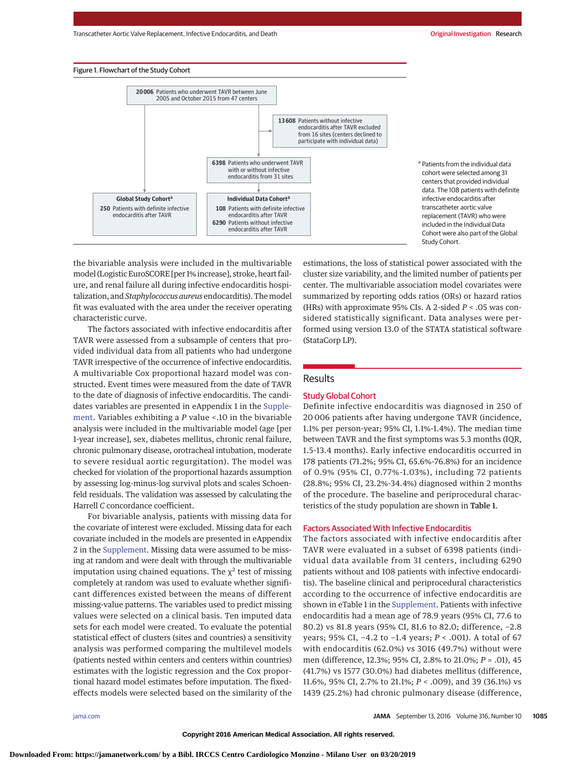Figure 1. Flowchart of the Study Cohort

20 006 Patients who underwent TAVR between June 2005 and October 2015 from 47 centers

13 608 Patients without infective endocarditis after TAVR excluded from 16 sites (centers declined to participate with individual data)

6398 Patients who underwent TAVR with or without infective endocarditis from 31 sites

**Global Study Cohort**[a]
250 Patients with definite infective endocarditis after TAVR

**Individual Data Cohort**[a]
108 Patients with definite infective endocarditis after TAVR
6290 Patients without infective endocarditis after TAVR

[a] Patients from the individual data cohort were selected among 31 centers that provided individual data. The 108 patients with definite infective endocarditis after transcatheter aortic valve replacement (TAVR) who were included in the Individual Data Cohort were also part of the Global Study Cohort.

the bivariable analysis were included in the multivariable model (Logistic EuroSCORE [per 1% increase], stroke, heart failure, and renal failure all during infective endocarditis hospitalization, and *Staphylococcus aureus* endocarditis). The model fit was evaluated with the area under the receiver operating characteristic curve.

The factors associated with infective endocarditis after TAVR were assessed from a subsample of centers that provided individual data from all patients who had undergone TAVR irrespective of the occurrence of infective endocarditis. A multivariable Cox proportional hazard model was constructed. Event times were measured from the date of TAVR to the date of diagnosis of infective endocarditis. The candidates variables are presented in eAppendix 1 in the Supplement. Variables exhibiting a *P* value <.10 in the bivariable analysis were included in the multivariable model (age [per 1-year increase], sex, diabetes mellitus, chronic renal failure, chronic pulmonary disease, orotracheal intubation, moderate to severe residual aortic regurgitation). The model was checked for violation of the proportional hazards assumption by assessing log-minus-log survival plots and scales Schoenfeld residuals. The validation was assessed by calculating the Harrell *C* concordance coefficient.

For bivariable analysis, patients with missing data for the covariate of interest were excluded. Missing data for each covariate included in the models are presented in eAppendix 2 in the Supplement. Missing data were assumed to be missing at random and were dealt with through the multivariable imputation using chained equations. The $\chi^2$ test of missing completely at random was used to evaluate whether significant differences existed between the means of different missing-value patterns. The variables used to predict missing values were selected on a clinical basis. Ten imputed data sets for each model were created. To evaluate the potential statistical effect of clusters (sites and countries) a sensitivity analysis was performed comparing the multilevel models (patients nested within centers and centers within countries) estimates with the logistic regression and the Cox proportional hazard model estimates before imputation. The fixed-effects models were selected based on the similarity of the estimations, the loss of statistical power associated with the cluster size variability, and the limited number of patients per center. The multivariable association model covariates were summarized by reporting odds ratios (ORs) or hazard ratios (HRs) with approximate 95% CIs. A 2-sided *P* < .05 was considered statistically significant. Data analyses were performed using version 13.0 of the STATA statistical software (StataCorp LP).

## Results

### Study Global Cohort

Definite infective endocarditis was diagnosed in 250 of 20 006 patients after having undergone TAVR (incidence, 1.1% per person-year; 95% CI, 1.1%-1.4%). The median time between TAVR and the first symptoms was 5.3 months (IQR, 1.5-13.4 months). Early infective endocarditis occurred in 178 patients (71.2%; 95% CI, 65.6%-76.8%) for an incidence of 0.9% (95% CI, 0.77%-1.03%), including 72 patients (28.8%; 95% CI, 23.2%-34.4%) diagnosed within 2 months of the procedure. The baseline and periprocedural characteristics of the study population are shown in **Table 1**.

### Factors Associated With Infective Endocarditis

The factors associated with infective endocarditis after TAVR were evaluated in a subset of 6398 patients (individual data available from 31 centers, including 6290 patients without and 108 patients with infective endocarditis). The baseline clinical and periprocedural characteristics according to the occurrence of infective endocarditis are shown in eTable 1 in the Supplement. Patients with infective endocarditis had a mean age of 78.9 years (95% CI, 77.6 to 80.2) vs 81.8 years (95% CI, 81.6 to 82.0; difference, −2.8 years; 95% CI, −4.2 to −1.4 years; *P* < .001). A total of 67 with endocarditis (62.0%) vs 3016 (49.7%) without were men (difference, 12.3%; 95% CI, 2.8% to 21.0%; *P* = .01), 45 (41.7%) vs 1577 (30.0%) had diabetes mellitus (difference, 11.6%, 95% CI, 2.7% to 21.1%; *P* < .009), and 39 (36.1%) vs 1439 (25.2%) had chronic pulmonary disease (difference,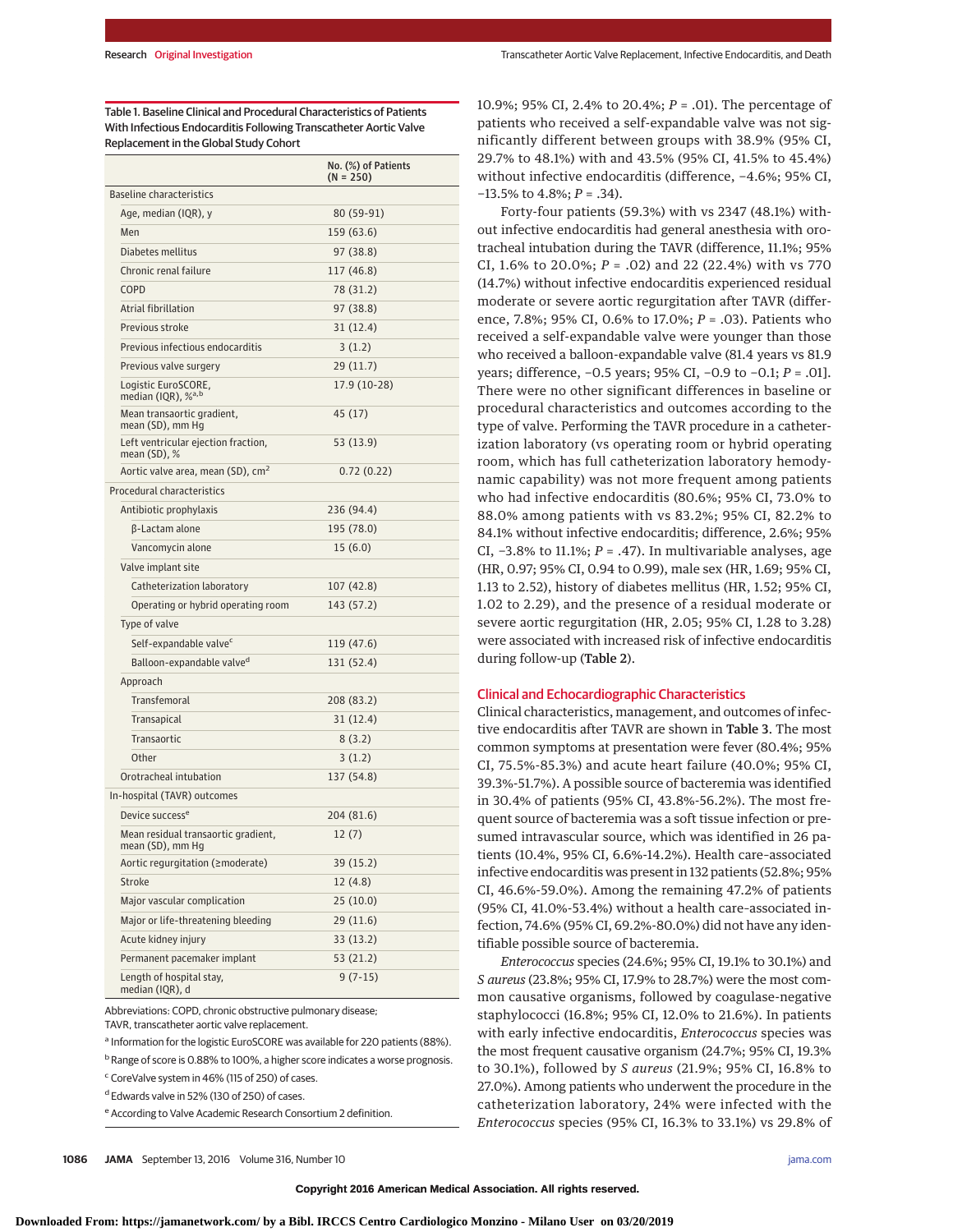Table 1. Baseline Clinical and Procedural Characteristics of Patients With Infectious Endocarditis Following Transcatheter Aortic Valve Replacement in the Global Study Cohort

| | No. (%) of Patients (N = 250) |
|---|---|
| **Baseline characteristics** | |
| Age, median (IQR), y | 80 (59-91) |
| Men | 159 (63.6) |
| Diabetes mellitus | 97 (38.8) |
| Chronic renal failure | 117 (46.8) |
| COPD | 78 (31.2) |
| Atrial fibrillation | 97 (38.8) |
| Previous stroke | 31 (12.4) |
| Previous infectious endocarditis | 3 (1.2) |
| Previous valve surgery | 29 (11.7) |
| Logistic EuroSCORE, median (IQR), %[a,b] | 17.9 (10-28) |
| Mean transaortic gradient, mean (SD), mm Hg | 45 (17) |
| Left ventricular ejection fraction, mean (SD), % | 53 (13.9) |
| Aortic valve area, mean (SD), $cm^2$ | 0.72 (0.22) |
| **Procedural characteristics** | |
| Antibiotic prophylaxis | 236 (94.4) |
| β-Lactam alone | 195 (78.0) |
| Vancomycin alone | 15 (6.0) |
| Valve implant site | |
| Catheterization laboratory | 107 (42.8) |
| Operating or hybrid operating room | 143 (57.2) |
| Type of valve | |
| Self-expandable valve[c] | 119 (47.6) |
| Balloon-expandable valve[d] | 131 (52.4) |
| Approach | |
| Transfemoral | 208 (83.2) |
| Transapical | 31 (12.4) |
| Transaortic | 8 (3.2) |
| Other | 3 (1.2) |
| Orotracheal intubation | 137 (54.8) |
| **In-hospital (TAVR) outcomes** | |
| Device success[e] | 204 (81.6) |
| Mean residual transaortic gradient, mean (SD), mm Hg | 12 (7) |
| Aortic regurgitation (≥moderate) | 39 (15.2) |
| Stroke | 12 (4.8) |
| Major vascular complication | 25 (10.0) |
| Major or life-threatening bleeding | 29 (11.6) |
| Acute kidney injury | 33 (13.2) |
| Permanent pacemaker implant | 53 (21.2) |
| Length of hospital stay, median (IQR), d | 9 (7-15) |

Abbreviations: COPD, chronic obstructive pulmonary disease; TAVR, transcatheter aortic valve replacement.

[a] Information for the logistic EuroSCORE was available for 220 patients (88%).

[b] Range of score is 0.88% to 100%, a higher score indicates a worse prognosis.

[c] CoreValve system in 46% (115 of 250) of cases.

[d] Edwards valve in 52% (130 of 250) of cases.

[e] According to Valve Academic Research Consortium 2 definition.

10.9%; 95% CI, 2.4% to 20.4%; $P = .01$). The percentage of patients who received a self-expandable valve was not significantly different between groups with 38.9% (95% CI, 29.7% to 48.1%) with and 43.5% (95% CI, 41.5% to 45.4%) without infective endocarditis (difference, −4.6%; 95% CI, −13.5% to 4.8%; $P = .34$).

Forty-four patients (59.3%) with vs 2347 (48.1%) without infective endocarditis had general anesthesia with orotracheal intubation during the TAVR (difference, 11.1%; 95% CI, 1.6% to 20.0%; $P = .02$) and 22 (22.4%) with vs 770 (14.7%) without infective endocarditis experienced residual moderate or severe aortic regurgitation after TAVR (difference, 7.8%; 95% CI, 0.6% to 17.0%; $P = .03$). Patients who received a self-expandable valve were younger than those who received a balloon-expandable valve (81.4 years vs 81.9 years; difference, −0.5 years; 95% CI, −0.9 to −0.1; $P = .01$]. There were no other significant differences in baseline or procedural characteristics and outcomes according to the type of valve. Performing the TAVR procedure in a catheterization laboratory (vs operating room or hybrid operating room, which has full catheterization laboratory hemodynamic capability) was not more frequent among patients who had infective endocarditis (80.6%; 95% CI, 73.0% to 88.0% among patients with vs 83.2%; 95% CI, 82.2% to 84.1% without infective endocarditis; difference, 2.6%; 95% CI, −3.8% to 11.1%; $P = .47$). In multivariable analyses, age (HR, 0.97; 95% CI, 0.94 to 0.99), male sex (HR, 1.69; 95% CI, 1.13 to 2.52), history of diabetes mellitus (HR, 1.52; 95% CI, 1.02 to 2.29), and the presence of a residual moderate or severe aortic regurgitation (HR, 2.05; 95% CI, 1.28 to 3.28) were associated with increased risk of infective endocarditis during follow-up (Table 2).

## Clinical and Echocardiographic Characteristics

Clinical characteristics, management, and outcomes of infective endocarditis after TAVR are shown in Table 3. The most common symptoms at presentation were fever (80.4%; 95% CI, 75.5%-85.3%) and acute heart failure (40.0%; 95% CI, 39.3%-51.7%). A possible source of bacteremia was identified in 30.4% of patients (95% CI, 43.8%-56.2%). The most frequent source of bacteremia was a soft tissue infection or presumed intravascular source, which was identified in 26 patients (10.4%, 95% CI, 6.6%-14.2%). Health care–associated infective endocarditis was present in 132 patients (52.8%; 95% CI, 46.6%-59.0%). Among the remaining 47.2% of patients (95% CI, 41.0%-53.4%) without a health care–associated infection, 74.6% (95% CI, 69.2%-80.0%) did not have any identifiable possible source of bacteremia.

*Enterococcus* species (24.6%; 95% CI, 19.1% to 30.1%) and *S aureus* (23.8%; 95% CI, 17.9% to 28.7%) were the most common causative organisms, followed by coagulase-negative staphylococci (16.8%; 95% CI, 12.0% to 21.6%). In patients with early infective endocarditis, *Enterococcus* species was the most frequent causative organism (24.7%; 95% CI, 19.3% to 30.1%), followed by *S aureus* (21.9%; 95% CI, 16.8% to 27.0%). Among patients who underwent the procedure in the catheterization laboratory, 24% were infected with the *Enterococcus* species (95% CI, 16.3% to 33.1%) vs 29.8% of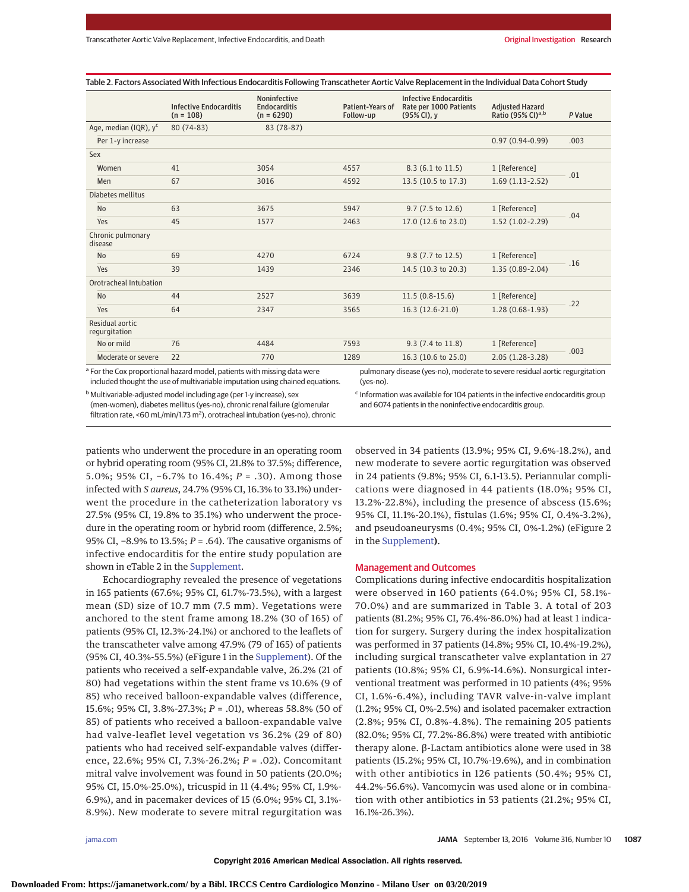Table 2. Factors Associated With Infectious Endocarditis Following Transcatheter Aortic Valve Replacement in the Individual Data Cohort Study

| | Infective Endocarditis (n = 108) | Noninfective Endocarditis (n = 6290) | Patient-Years of Follow-up | Infective Endocarditis Rate per 1000 Patients (95% CI), y | Adjusted Hazard Ratio (95% CI)[a,b] | P Value |
|---|---|---|---|---|---|---|
| Age, median (IQR), y[c] | 80 (74-83) | 83 (78-87) | | | | |
| Per 1-y increase | | | | | 0.97 (0.94-0.99) | .003 |
| Sex | | | | | | |
| Women | 41 | 3054 | 4557 | 8.3 (6.1 to 11.5) | 1 [Reference] | .01 |
| Men | 67 | 3016 | 4592 | 13.5 (10.5 to 17.3) | 1.69 (1.13-2.52) | |
| Diabetes mellitus | | | | | | |
| No | 63 | 3675 | 5947 | 9.7 (7.5 to 12.6) | 1 [Reference] | .04 |
| Yes | 45 | 1577 | 2463 | 17.0 (12.6 to 23.0) | 1.52 (1.02-2.29) | |
| Chronic pulmonary disease | | | | | | |
| No | 69 | 4270 | 6724 | 9.8 (7.7 to 12.5) | 1 [Reference] | .16 |
| Yes | 39 | 1439 | 2346 | 14.5 (10.3 to 20.3) | 1.35 (0.89-2.04) | |
| Orotracheal Intubation | | | | | | |
| No | 44 | 2527 | 3639 | 11.5 (0.8-15.6) | 1 [Reference] | .22 |
| Yes | 64 | 2347 | 3565 | 16.3 (12.6-21.0) | 1.28 (0.68-1.93) | |
| Residual aortic regurgitation | | | | | | |
| No or mild | 76 | 4484 | 7593 | 9.3 (7.4 to 11.8) | 1 [Reference] | .003 |
| Moderate or severe | 22 | 770 | 1289 | 16.3 (10.6 to 25.0) | 2.05 (1.28-3.28) | |

[a] For the Cox proportional hazard model, patients with missing data were included thought the use of multivariable imputation using chained equations.

[b] Multivariable-adjusted model including age (per 1-y increase), sex (men-women), diabetes mellitus (yes-no), chronic renal failure (glomerular filtration rate, <60 mL/min/1.73 m$^2$), orotracheal intubation (yes-no), chronic pulmonary disease (yes-no), moderate to severe residual aortic regurgitation (yes-no).

[c] Information was available for 104 patients in the infective endocarditis group and 6074 patients in the noninfective endocarditis group.

patients who underwent the procedure in an operating room or hybrid operating room (95% CI, 21.8% to 37.5%; difference, 5.0%; 95% CI, −6.7% to 16.4%; *P* = .30). Among those infected with *S aureus*, 24.7% (95% CI, 16.3% to 33.1%) underwent the procedure in the catheterization laboratory vs 27.5% (95% CI, 19.8% to 35.1%) who underwent the procedure in the operating room or hybrid room (difference, 2.5%; 95% CI, −8.9% to 13.5%; *P* = .64). The causative organisms of infective endocarditis for the entire study population are shown in eTable 2 in the Supplement.

Echocardiography revealed the presence of vegetations in 165 patients (67.6%; 95% CI, 61.7%-73.5%), with a largest mean (SD) size of 10.7 mm (7.5 mm). Vegetations were anchored to the stent frame among 18.2% (30 of 165) of patients (95% CI, 12.3%-24.1%) or anchored to the leaflets of the transcatheter valve among 47.9% (79 of 165) of patients (95% CI, 40.3%-55.5%) (eFigure 1 in the Supplement). Of the patients who received a self-expandable valve, 26.2% (21 of 80) had vegetations within the stent frame vs 10.6% (9 of 85) who received balloon-expandable valves (difference, 15.6%; 95% CI, 3.8%-27.3%; *P* = .01), whereas 58.8% (50 of 85) of patients who received a balloon-expandable valve had valve-leaflet level vegetation vs 36.2% (29 of 80) patients who had received self-expandable valves (difference, 22.6%; 95% CI, 7.3%-26.2%; *P* = .02). Concomitant mitral valve involvement was found in 50 patients (20.0%; 95% CI, 15.0%-25.0%), tricuspid in 11 (4.4%; 95% CI, 1.9%-6.9%), and in pacemaker devices of 15 (6.0%; 95% CI, 3.1%-8.9%). New moderate to severe mitral regurgitation was observed in 34 patients (13.9%; 95% CI, 9.6%-18.2%), and new moderate to severe aortic regurgitation was observed in 24 patients (9.8%; 95% CI, 6.1-13.5). Periannular complications were diagnosed in 44 patients (18.0%; 95% CI, 13.2%-22.8%), including the presence of abscess (15.6%; 95% CI, 11.1%-20.1%), fistulas (1.6%; 95% CI, 0.4%-3.2%), and pseudoaneurysms (0.4%; 95% CI, 0%-1.2%) (eFigure 2 in the Supplement).

## Management and Outcomes

Complications during infective endocarditis hospitalization were observed in 160 patients (64.0%; 95% CI, 58.1%-70.0%) and are summarized in Table 3. A total of 203 patients (81.2%; 95% CI, 76.4%-86.0%) had at least 1 indication for surgery. Surgery during the index hospitalization was performed in 37 patients (14.8%; 95% CI, 10.4%-19.2%), including surgical transcatheter valve explantation in 27 patients (10.8%; 95% CI, 6.9%-14.6%). Nonsurgical interventional treatment was performed in 10 patients (4%; 95% CI, 1.6%-6.4%), including TAVR valve-in-valve implant (1.2%; 95% CI, 0%-2.5%) and isolated pacemaker extraction (2.8%; 95% CI, 0.8%-4.8%). The remaining 205 patients (82.0%; 95% CI, 77.2%-86.8%) were treated with antibiotic therapy alone. β-Lactam antibiotics alone were used in 38 patients (15.2%; 95% CI, 10.7%-19.6%), and in combination with other antibiotics in 126 patients (50.4%; 95% CI, 44.2%-56.6%). Vancomycin was used alone or in combination with other antibiotics in 53 patients (21.2%; 95% CI, 16.1%-26.3%).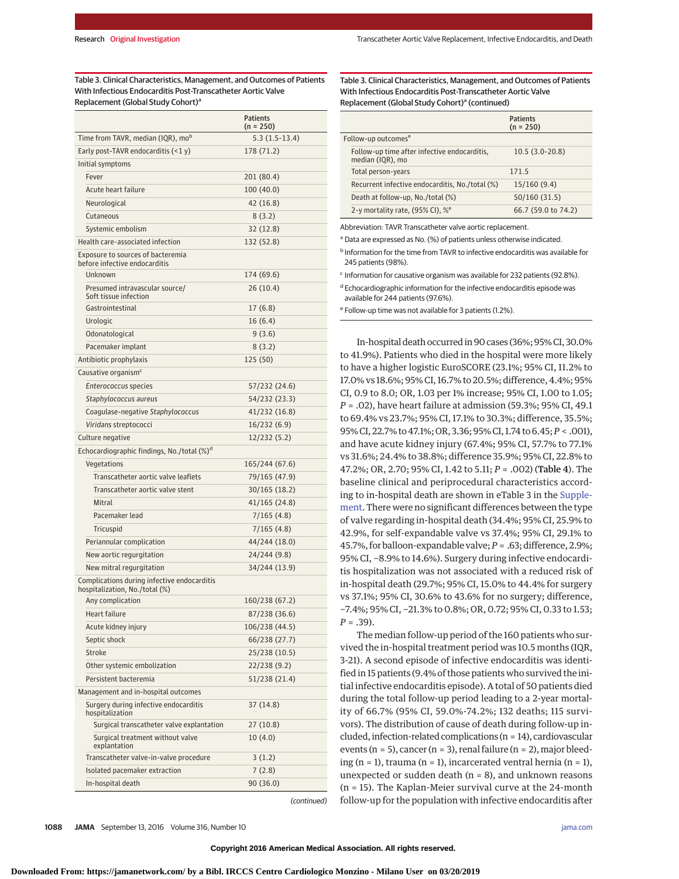Table 3. Clinical Characteristics, Management, and Outcomes of Patients With Infectious Endocarditis Post-Transcatheter Aortic Valve Replacement (Global Study Cohort)[a]

| | Patients (n = 250) |
|---|---|
| Time from TAVR, median (IQR), mo[b] | 5.3 (1.5-13.4) |
| Early post-TAVR endocarditis (<1 y) | 178 (71.2) |
| Initial symptoms | |
| Fever | 201 (80.4) |
| Acute heart failure | 100 (40.0) |
| Neurological | 42 (16.8) |
| Cutaneous | 8 (3.2) |
| Systemic embolism | 32 (12.8) |
| Health care–associated infection | 132 (52.8) |
| Exposure to sources of bacteremia before infective endocarditis | |
| Unknown | 174 (69.6) |
| Presumed intravascular source/ Soft tissue infection | 26 (10.4) |
| Gastrointestinal | 17 (6.8) |
| Urologic | 16 (6.4) |
| Odonatological | 9 (3.6) |
| Pacemaker implant | 8 (3.2) |
| Antibiotic prophylaxis | 125 (50) |
| Causative organism[c] | |
| *Enterococcus* species | 57/232 (24.6) |
| *Staphylococcus aureus* | 54/232 (23.3) |
| Coagulase-negative *Staphylococcus* | 41/232 (16.8) |
| *Viridans* streptococci | 16/232 (6.9) |
| Culture negative | 12/232 (5.2) |
| Echocardiographic findings, No./total (%)[d] | |
| Vegetations | 165/244 (67.6) |
| Transcatheter aortic valve leaflets | 79/165 (47.9) |
| Transcatheter aortic valve stent | 30/165 (18.2) |
| Mitral | 41/165 (24.8) |
| Pacemaker lead | 7/165 (4.8) |
| Tricuspid | 7/165 (4.8) |
| Periannular complication | 44/244 (18.0) |
| New aortic regurgitation | 24/244 (9.8) |
| New mitral regurgitation | 34/244 (13.9) |
| Complications during infective endocarditis hospitalization, No./total (%) | |
| Any complication | 160/238 (67.2) |
| Heart failure | 87/238 (36.6) |
| Acute kidney injury | 106/238 (44.5) |
| Septic shock | 66/238 (27.7) |
| Stroke | 25/238 (10.5) |
| Other systemic embolization | 22/238 (9.2) |
| Persistent bacteremia | 51/238 (21.4) |
| Management and in-hospital outcomes | |
| Surgery during infective endocarditis hospitalization | 37 (14.8) |
| Surgical transcatheter valve explantation | 27 (10.8) |
| Surgical treatment without valve explantation | 10 (4.0) |
| Transcatheter valve-in-valve procedure | 3 (1.2) |
| Isolated pacemaker extraction | 7 (2.8) |
| In-hospital death | 90 (36.0) |
| Follow-up outcomes[e] | |
| Follow-up time after infective endocarditis, median (IQR), mo | 10.5 (3.0-20.8) |
| Total person-years | 171.5 |
| Recurrent infective endocarditis, No./total (%) | 15/160 (9.4) |
| Death at follow-up, No./total (%) | 50/160 (31.5) |
| 2-y mortality rate, (95% CI), %[e] | 66.7 (59.0 to 74.2) |

Abbreviation: TAVR Transcatheter valve aortic replacement.

[a] Data are expressed as No. (%) of patients unless otherwise indicated.

[b] Information for the time from TAVR to infective endocarditis was available for 245 patients (98%).

[c] Information for causative organism was available for 232 patients (92.8%).

[d] Echocardiographic information for the infective endocarditis episode was available for 244 patients (97.6%).

[e] Follow-up time was not available for 3 patients (1.2%).

In-hospital death occurred in 90 cases (36%; 95% CI, 30.0% to 41.9%). Patients who died in the hospital were more likely to have a higher logistic EuroSCORE (23.1%; 95% CI, 11.2% to 17.0% vs 18.6%; 95% CI, 16.7% to 20.5%; difference, 4.4%; 95% CI, 0.9 to 8.0; OR, 1.03 per 1% increase; 95% CI, 1.00 to 1.05; $P = .02$), have heart failure at admission (59.3%; 95% CI, 49.1 to 69.4% vs 23.7%; 95% CI, 17.1% to 30.3%; difference, 35.5%; 95% CI, 22.7% to 47.1%; OR, 3.36; 95% CI, 1.74 to 6.45; $P < .001$), and have acute kidney injury (67.4%; 95% CI, 57.7% to 77.1% vs 31.6%; 24.4% to 38.8%; difference 35.9%; 95% CI, 22.8% to 47.2%; OR, 2.70; 95% CI, 1.42 to 5.11; $P = .002$) (Table 4). The baseline clinical and periprocedural characteristics according to in-hospital death are shown in eTable 3 in the Supplement. There were no significant differences between the type of valve regarding in-hospital death (34.4%; 95% CI, 25.9% to 42.9%, for self-expandable valve vs 37.4%; 95% CI, 29.1% to 45.7%, for balloon-expandable valve; $P = .63$; difference, 2.9%; 95% CI, −8.9% to 14.6%). Surgery during infective endocarditis hospitalization was not associated with a reduced risk of in-hospital death (29.7%; 95% CI, 15.0% to 44.4% for surgery vs 37.1%; 95% CI, 30.6% to 43.6% for no surgery; difference, −7.4%; 95% CI, −21.3% to 0.8%; OR, 0.72; 95% CI, 0.33 to 1.53; $P = .39$).

The median follow-up period of the 160 patients who survived the in-hospital treatment period was 10.5 months (IQR, 3-21). A second episode of infective endocarditis was identified in 15 patients (9.4% of those patients who survived the initial infective endocarditis episode). A total of 50 patients died during the total follow-up period leading to a 2-year mortality of 66.7% (95% CI, 59.0%-74.2%; 132 deaths; 115 survivors). The distribution of cause of death during follow-up included, infection-related complications (n = 14), cardiovascular events (n = 5), cancer (n = 3), renal failure (n = 2), major bleeding (n = 1), trauma (n = 1), incarcerated ventral hernia (n = 1), unexpected or sudden death (n = 8), and unknown reasons (n = 15). The Kaplan-Meier survival curve at the 24-month follow-up for the population with infective endocarditis after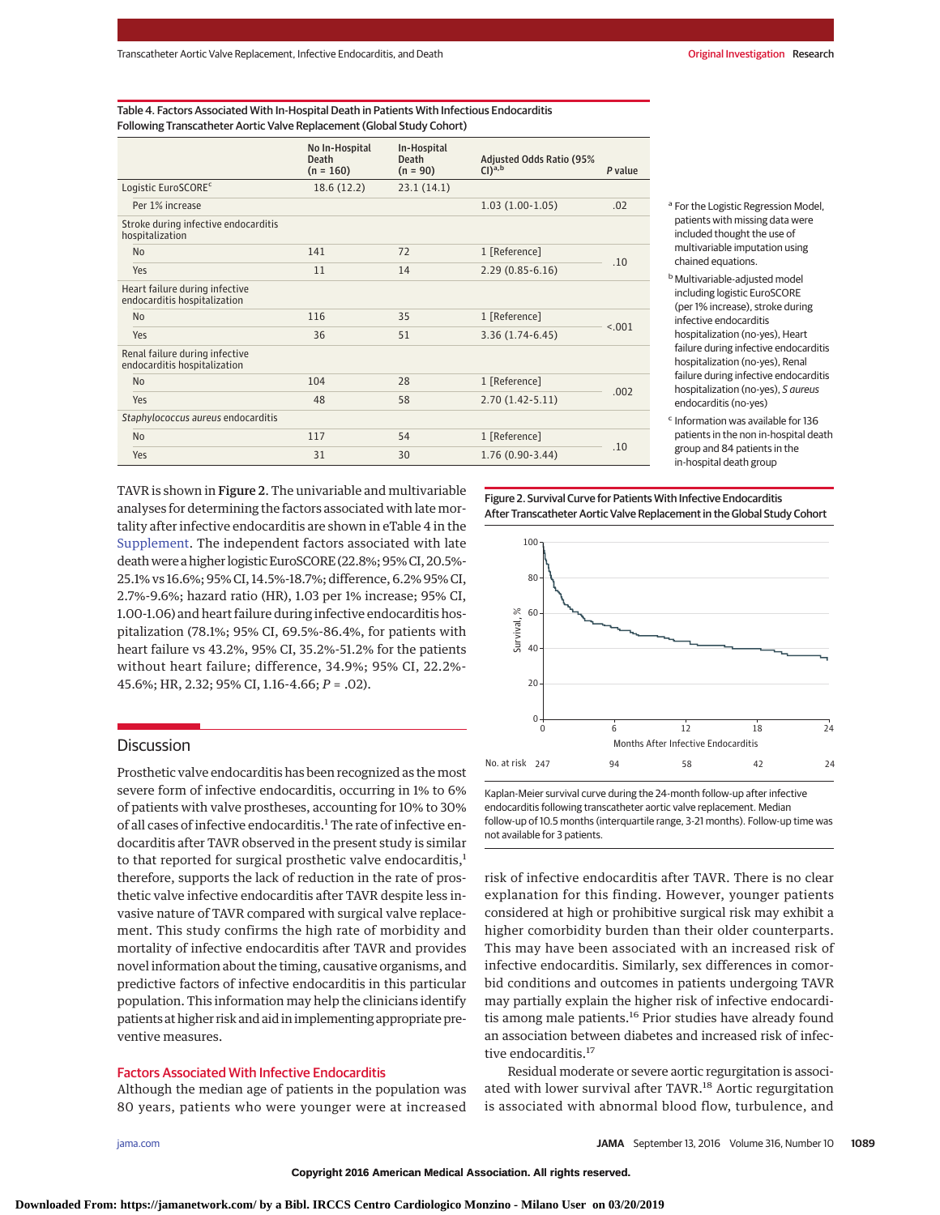Table 4. Factors Associated With In-Hospital Death in Patients With Infectious Endocarditis Following Transcatheter Aortic Valve Replacement (Global Study Cohort)

| | No In-Hospital Death (n = 160) | In-Hospital Death (n = 90) | Adjusted Odds Ratio (95% CI)[a,b] | P value |
|---|---|---|---|---|
| Logistic EuroSCORE[c] | 18.6 (12.2) | 23.1 (14.1) | | |
| Per 1% increase | | | 1.03 (1.00-1.05) | .02 |
| Stroke during infective endocarditis hospitalization | | | | |
| No | 141 | 72 | 1 [Reference] | .10 |
| Yes | 11 | 14 | 2.29 (0.85-6.16) | |
| Heart failure during infective endocarditis hospitalization | | | | |
| No | 116 | 35 | 1 [Reference] | <.001 |
| Yes | 36 | 51 | 3.36 (1.74-6.45) | |
| Renal failure during infective endocarditis hospitalization | | | | |
| No | 104 | 28 | 1 [Reference] | .002 |
| Yes | 48 | 58 | 2.70 (1.42-5.11) | |
| *Staphylococcus aureus* endocarditis | | | | |
| No | 117 | 54 | 1 [Reference] | .10 |
| Yes | 31 | 30 | 1.76 (0.90-3.44) | |

[a] For the Logistic Regression Model, patients with missing data were included thought the use of multivariable imputation using chained equations.

[b] Multivariable-adjusted model including logistic EuroSCORE (per 1% increase), stroke during infective endocarditis hospitalization (no-yes), Heart failure during infective endocarditis hospitalization (no-yes), Renal failure during infective endocarditis hospitalization (no-yes), *S aureus* endocarditis (no-yes)

[c] Information was available for 136 patients in the non in-hospital death group and 84 patients in the in-hospital death group

TAVR is shown in **Figure 2**. The univariable and multivariable analyses for determining the factors associated with late mortality after infective endocarditis are shown in eTable 4 in the Supplement. The independent factors associated with late death were a higher logistic EuroSCORE (22.8%; 95% CI, 20.5%-25.1% vs 16.6%; 95% CI, 14.5%-18.7%; difference, 6.2% 95% CI, 2.7%-9.6%; hazard ratio (HR), 1.03 per 1% increase; 95% CI, 1.00-1.06) and heart failure during infective endocarditis hospitalization (78.1%; 95% CI, 69.5%-86.4%, for patients with heart failure vs 43.2%, 95% CI, 35.2%-51.2% for the patients without heart failure; difference, 34.9%; 95% CI, 22.2%-45.6%; HR, 2.32; 95% CI, 1.16-4.66; *P* = .02).

Figure 2. Survival Curve for Patients With Infective Endocarditis After Transcatheter Aortic Valve Replacement in the Global Study Cohort

| No. at risk | 0 | 6 | 12 | 18 | 24 |
|---|---|---|---|---|---|
| Months After Infective Endocarditis | 247 | 94 | 58 | 42 | 24 |

Kaplan-Meier survival curve during the 24-month follow-up after infective endocarditis following transcatheter aortic valve replacement. Median follow-up of 10.5 months (interquartile range, 3-21 months). Follow-up time was not available for 3 patients.

## Discussion

Prosthetic valve endocarditis has been recognized as the most severe form of infective endocarditis, occurring in 1% to 6% of patients with valve prostheses, accounting for 10% to 30% of all cases of infective endocarditis.[1] The rate of infective endocarditis after TAVR observed in the present study is similar to that reported for surgical prosthetic valve endocarditis,[1] therefore, supports the lack of reduction in the rate of prosthetic valve infective endocarditis after TAVR despite less invasive nature of TAVR compared with surgical valve replacement. This study confirms the high rate of morbidity and mortality of infective endocarditis after TAVR and provides novel information about the timing, causative organisms, and predictive factors of infective endocarditis in this particular population. This information may help the clinicians identify patients at higher risk and aid in implementing appropriate preventive measures.

### Factors Associated With Infective Endocarditis

Although the median age of patients in the population was 80 years, patients who were younger were at increased risk of infective endocarditis after TAVR. There is no clear explanation for this finding. However, younger patients considered at high or prohibitive surgical risk may exhibit a higher comorbidity burden than their older counterparts. This may have been associated with an increased risk of infective endocarditis. Similarly, sex differences in comorbid conditions and outcomes in patients undergoing TAVR may partially explain the higher risk of infective endocarditis among male patients.[16] Prior studies have already found an association between diabetes and increased risk of infective endocarditis.[17]

Residual moderate or severe aortic regurgitation is associated with lower survival after TAVR.[18] Aortic regurgitation is associated with abnormal blood flow, turbulence, and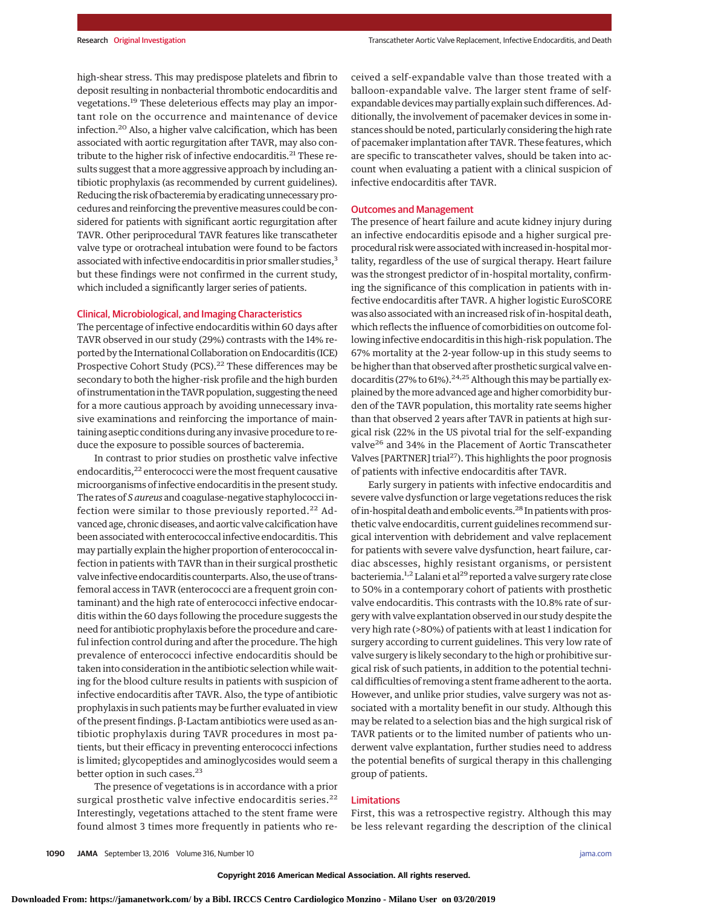high-shear stress. This may predispose platelets and fibrin to deposit resulting in nonbacterial thrombotic endocarditis and vegetations.[19] These deleterious effects may play an important role on the occurrence and maintenance of device infection.[20] Also, a higher valve calcification, which has been associated with aortic regurgitation after TAVR, may also contribute to the higher risk of infective endocarditis.[21] These results suggest that a more aggressive approach by including antibiotic prophylaxis (as recommended by current guidelines). Reducing the risk of bacteremia by eradicating unnecessary procedures and reinforcing the preventive measures could be considered for patients with significant aortic regurgitation after TAVR. Other periprocedural TAVR features like transcatheter valve type or orotracheal intubation were found to be factors associated with infective endocarditis in prior smaller studies,[3] but these findings were not confirmed in the current study, which included a significantly larger series of patients.

## Clinical, Microbiological, and Imaging Characteristics

The percentage of infective endocarditis within 60 days after TAVR observed in our study (29%) contrasts with the 14% reported by the International Collaboration on Endocarditis (ICE) Prospective Cohort Study (PCS).[22] These differences may be secondary to both the higher-risk profile and the high burden of instrumentation in the TAVR population, suggesting the need for a more cautious approach by avoiding unnecessary invasive examinations and reinforcing the importance of maintaining aseptic conditions during any invasive procedure to reduce the exposure to possible sources of bacteremia.

In contrast to prior studies on prosthetic valve infective endocarditis,[22] enterococci were the most frequent causative microorganisms of infective endocarditis in the present study. The rates of *S aureus* and coagulase-negative staphylococci infection were similar to those previously reported.[22] Advanced age, chronic diseases, and aortic valve calcification have been associated with enterococcal infective endocarditis. This may partially explain the higher proportion of enterococcal infection in patients with TAVR than in their surgical prosthetic valve infective endocarditis counterparts. Also, the use of transfemoral access in TAVR (enterococci are a frequent groin contaminant) and the high rate of enterococci infective endocarditis within the 60 days following the procedure suggests the need for antibiotic prophylaxis before the procedure and careful infection control during and after the procedure. The high prevalence of enterococci infective endocarditis should be taken into consideration in the antibiotic selection while waiting for the blood culture results in patients with suspicion of infective endocarditis after TAVR. Also, the type of antibiotic prophylaxis in such patients may be further evaluated in view of the present findings. β-Lactam antibiotics were used as antibiotic prophylaxis during TAVR procedures in most patients, but their efficacy in preventing enterococci infections is limited; glycopeptides and aminoglycosides would seem a better option in such cases.[23]

The presence of vegetations is in accordance with a prior surgical prosthetic valve infective endocarditis series.[22] Interestingly, vegetations attached to the stent frame were found almost 3 times more frequently in patients who received a self-expandable valve than those treated with a balloon-expandable valve. The larger stent frame of self-expandable devices may partially explain such differences. Additionally, the involvement of pacemaker devices in some instances should be noted, particularly considering the high rate of pacemaker implantation after TAVR. These features, which are specific to transcatheter valves, should be taken into account when evaluating a patient with a clinical suspicion of infective endocarditis after TAVR.

## Outcomes and Management

The presence of heart failure and acute kidney injury during an infective endocarditis episode and a higher surgical preprocedural risk were associated with increased in-hospital mortality, regardless of the use of surgical therapy. Heart failure was the strongest predictor of in-hospital mortality, confirming the significance of this complication in patients with infective endocarditis after TAVR. A higher logistic EuroSCORE was also associated with an increased risk of in-hospital death, which reflects the influence of comorbidities on outcome following infective endocarditis in this high-risk population. The 67% mortality at the 2-year follow-up in this study seems to be higher than that observed after prosthetic surgical valve endocarditis (27% to 61%).[24,25] Although this may be partially explained by the more advanced age and higher comorbidity burden of the TAVR population, this mortality rate seems higher than that observed 2 years after TAVR in patients at high surgical risk (22% in the US pivotal trial for the self-expanding valve[26] and 34% in the Placement of Aortic Transcatheter Valves [PARTNER] trial[27]). This highlights the poor prognosis of patients with infective endocarditis after TAVR.

Early surgery in patients with infective endocarditis and severe valve dysfunction or large vegetations reduces the risk of in-hospital death and embolic events.[28] In patients with prosthetic valve endocarditis, current guidelines recommend surgical intervention with debridement and valve replacement for patients with severe valve dysfunction, heart failure, cardiac abscesses, highly resistant organisms, or persistent bacteriemia.[1,2] Lalani et al[29] reported a valve surgery rate close to 50% in a contemporary cohort of patients with prosthetic valve endocarditis. This contrasts with the 10.8% rate of surgery with valve explantation observed in our study despite the very high rate (>80%) of patients with at least 1 indication for surgery according to current guidelines. This very low rate of valve surgery is likely secondary to the high or prohibitive surgical risk of such patients, in addition to the potential technical difficulties of removing a stent frame adherent to the aorta. However, and unlike prior studies, valve surgery was not associated with a mortality benefit in our study. Although this may be related to a selection bias and the high surgical risk of TAVR patients or to the limited number of patients who underwent valve explantation, further studies need to address the potential benefits of surgical therapy in this challenging group of patients.

## Limitations

First, this was a retrospective registry. Although this may be less relevant regarding the description of the clinical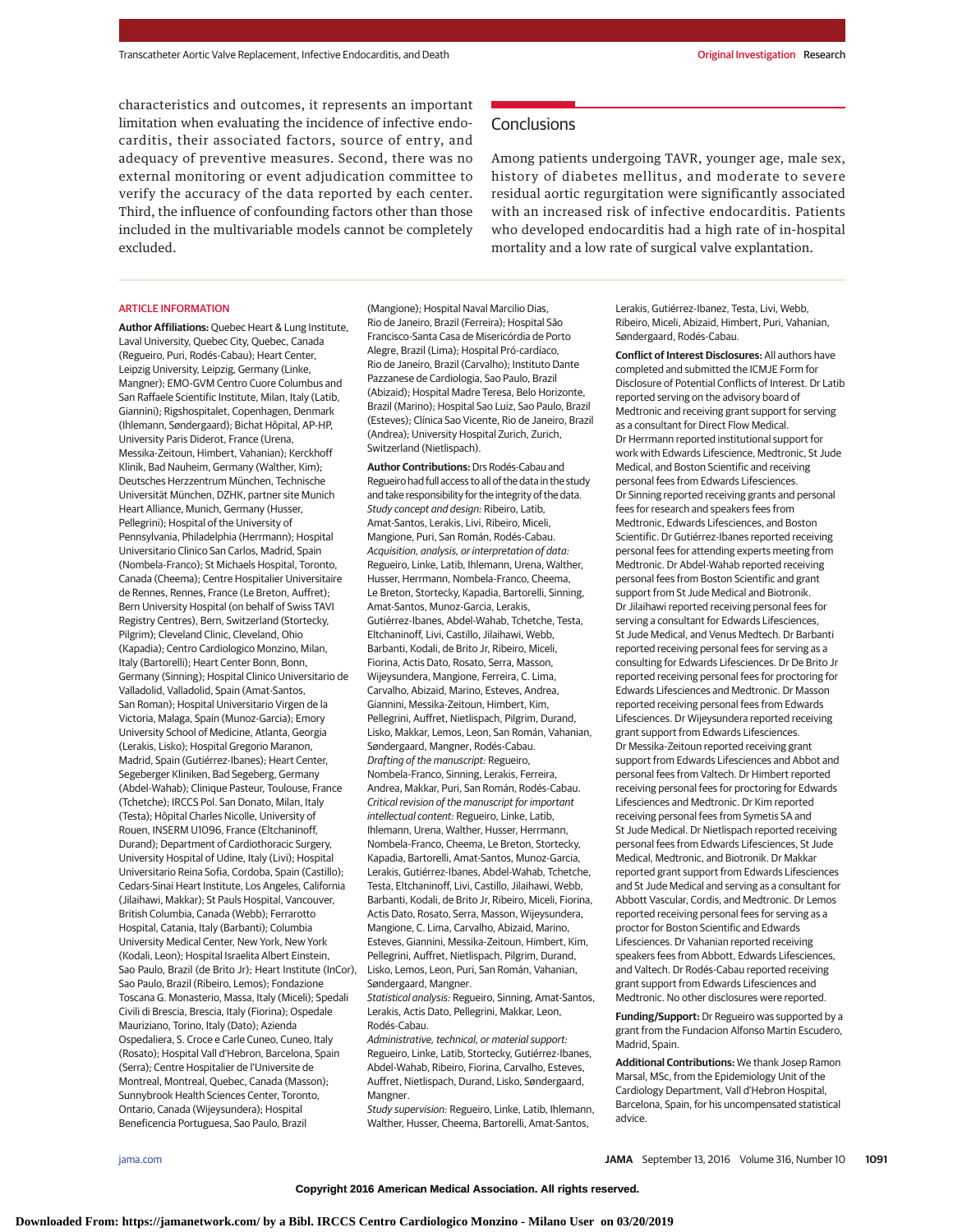characteristics and outcomes, it represents an important limitation when evaluating the incidence of infective endocarditis, their associated factors, source of entry, and adequacy of preventive measures. Second, there was no external monitoring or event adjudication committee to verify the accuracy of the data reported by each center. Third, the influence of confounding factors other than those included in the multivariable models cannot be completely excluded.

## Conclusions

Among patients undergoing TAVR, younger age, male sex, history of diabetes mellitus, and moderate to severe residual aortic regurgitation were significantly associated with an increased risk of infective endocarditis. Patients who developed endocarditis had a high rate of in-hospital mortality and a low rate of surgical valve explantation.

## ARTICLE INFORMATION

**Author Affiliations:** Quebec Heart & Lung Institute, Laval University, Quebec City, Quebec, Canada (Regueiro, Puri, Rodés-Cabau); Heart Center, Leipzig University, Leipzig, Germany (Linke, Mangner); EMO-GVM Centro Cuore Columbus and San Raffaele Scientific Institute, Milan, Italy (Latib, Giannini); Rigshospitalet, Copenhagen, Denmark (Ihlemann, Søndergaard); Bichat Hôpital, AP-HP, University Paris Diderot, France (Urena, Messika-Zeitoun, Himbert, Vahanian); Kerckhoff Klinik, Bad Nauheim, Germany (Walther, Kim); Deutsches Herzzentrum München, Technische Universität München, DZHK, partner site Munich Heart Alliance, Munich, Germany (Husser, Pellegrini); Hospital of the University of Pennsylvania, Philadelphia (Herrmann); Hospital Universitario Clinico San Carlos, Madrid, Spain (Nombela-Franco); St Michaels Hospital, Toronto, Canada (Cheema); Centre Hospitalier Universitaire de Rennes, Rennes, France (Le Breton, Auffret); Bern University Hospital (on behalf of Swiss TAVI Registry Centres), Bern, Switzerland (Stortecky, Pilgrim); Cleveland Clinic, Cleveland, Ohio (Kapadia); Centro Cardiologico Monzino, Milan, Italy (Bartorelli); Heart Center Bonn, Bonn, Germany (Sinning); Hospital Clinico Universitario de Valladolid, Valladolid, Spain (Amat-Santos, San Roman); Hospital Universitario Virgen de la Victoria, Malaga, Spain (Munoz-Garcia); Emory University School of Medicine, Atlanta, Georgia (Lerakis, Lisko); Hospital Gregorio Maranon, Madrid, Spain (Gutiérrez-Ibanes); Heart Center, Segeberger Kliniken, Bad Segeberg, Germany (Abdel-Wahab); Clinique Pasteur, Toulouse, France (Tchetche); IRCCS Pol. San Donato, Milan, Italy (Testa); Hôpital Charles Nicolle, University of Rouen, INSERM U1096, France (Eltchaninoff, Durand); Department of Cardiothoracic Surgery, University Hospital of Udine, Italy (Livi); Hospital Universitario Reina Sofia, Cordoba, Spain (Castillo); Cedars-Sinai Heart Institute, Los Angeles, California (Jilaihawi, Makkar); St Pauls Hospital, Vancouver, British Columbia, Canada (Webb); Ferrarotto Hospital, Catania, Italy (Barbanti); Columbia University Medical Center, New York, New York (Kodali, Leon); Hospital Israelita Albert Einstein, Sao Paulo, Brazil (de Brito Jr); Heart Institute (InCor), Sao Paulo, Brazil (Ribeiro, Lemos); Fondazione Toscana G. Monasterio, Massa, Italy (Miceli); Spedali Civili di Brescia, Brescia, Italy (Fiorina); Ospedale Mauriziano, Torino, Italy (Dato); Azienda Ospedaliera, S. Croce e Carle Cuneo, Cuneo, Italy (Rosato); Hospital Vall d'Hebron, Barcelona, Spain (Serra); Centre Hospitalier de l'Universite de Montreal, Montreal, Quebec, Canada (Masson); Sunnybrook Health Sciences Center, Toronto, Ontario, Canada (Wijeysundera); Hospital Beneficencia Portuguesa, Sao Paulo, Brazil (Mangione); Hospital Naval Marcilio Dias, Rio de Janeiro, Brazil (Ferreira); Hospital São Francisco-Santa Casa de Misericórdia de Porto Alegre, Brazil (Lima); Hospital Pró-cardíaco, Rio de Janeiro, Brazil (Carvalho); Instituto Dante Pazzanese de Cardiologia, Sao Paulo, Brazil (Abizaid); Hospital Madre Teresa, Belo Horizonte, Brazil (Marino); Hospital Sao Luiz, Sao Paulo, Brazil (Esteves); Clínica Sao Vicente, Rio de Janeiro, Brazil (Andrea); University Hospital Zurich, Zurich, Switzerland (Nietlispach).

**Author Contributions:** Drs Rodés-Cabau and Regueiro had full access to all of the data in the study and take responsibility for the integrity of the data.
*Study concept and design:* Ribeiro, Latib, Amat-Santos, Lerakis, Livi, Ribeiro, Miceli, Mangione, Puri, San Román, Rodés-Cabau.
*Acquisition, analysis, or interpretation of data:* Regueiro, Linke, Latib, Ihlemann, Urena, Walther, Husser, Herrmann, Nombela-Franco, Cheema, Le Breton, Stortecky, Kapadia, Bartorelli, Sinning, Amat-Santos, Munoz-Garcia, Lerakis, Gutiérrez-Ibanes, Abdel-Wahab, Tchetche, Testa, Eltchaninoff, Livi, Castillo, Jilaihawi, Webb, Barbanti, Kodali, de Brito Jr, Ribeiro, Miceli, Fiorina, Actis Dato, Rosato, Serra, Masson, Wijeysundera, Mangione, Ferreira, C. Lima, Carvalho, Abizaid, Marino, Esteves, Andrea, Giannini, Messika-Zeitoun, Himbert, Kim, Pellegrini, Auffret, Nietlispach, Pilgrim, Durand, Lisko, Makkar, Lemos, Leon, San Román, Vahanian, Søndergaard, Mangner, Rodés-Cabau.
*Drafting of the manuscript:* Regueiro, Nombela-Franco, Sinning, Lerakis, Ferreira, Andrea, Makkar, Puri, San Román, Rodés-Cabau.
*Critical revision of the manuscript for important intellectual content:* Regueiro, Linke, Latib, Ihlemann, Urena, Walther, Husser, Herrmann, Nombela-Franco, Cheema, Le Breton, Stortecky, Kapadia, Bartorelli, Amat-Santos, Munoz-Garcia, Lerakis, Gutiérrez-Ibanes, Abdel-Wahab, Tchetche, Testa, Eltchaninoff, Livi, Castillo, Jilaihawi, Webb, Barbanti, Kodali, de Brito Jr, Ribeiro, Miceli, Fiorina, Actis Dato, Rosato, Serra, Masson, Wijeysundera, Mangione, C. Lima, Carvalho, Abizaid, Marino, Esteves, Giannini, Messika-Zeitoun, Himbert, Kim, Pellegrini, Auffret, Nietlispach, Pilgrim, Durand, Lisko, Lemos, Leon, Puri, San Román, Vahanian, Søndergaard, Mangner.
*Statistical analysis:* Regueiro, Sinning, Amat-Santos, Lerakis, Actis Dato, Pellegrini, Makkar, Leon, Rodés-Cabau.
*Administrative, technical, or material support:* Regueiro, Linke, Latib, Stortecky, Gutiérrez-Ibanes, Abdel-Wahab, Ribeiro, Fiorina, Carvalho, Esteves, Auffret, Nietlispach, Durand, Lisko, Søndergaard, Mangner.
*Study supervision:* Regueiro, Linke, Latib, Ihlemann, Walther, Husser, Cheema, Bartorelli, Amat-Santos, Lerakis, Gutiérrez-Ibanez, Testa, Livi, Webb, Ribeiro, Miceli, Abizaid, Himbert, Puri, Vahanian, Søndergaard, Rodés-Cabau.

**Conflict of Interest Disclosures:** All authors have completed and submitted the ICMJE Form for Disclosure of Potential Conflicts of Interest. Dr Latib reported serving on the advisory board of Medtronic and receiving grant support for serving as a consultant for Direct Flow Medical. Dr Herrmann reported institutional support for work with Edwards Lifescience, Medtronic, St Jude Medical, and Boston Scientific and receiving personal fees from Edwards Lifesciences. Dr Sinning reported receiving grants and personal fees for research and speakers fees from Medtronic, Edwards Lifesciences, and Boston Scientific. Dr Gutiérrez-Ibanes reported receiving personal fees for attending experts meeting from Medtronic. Dr Abdel-Wahab reported receiving personal fees from Boston Scientific and grant support from St Jude Medical and Biotronik. Dr Jilaihawi reported receiving personal fees for serving a consultant for Edwards Lifesciences, St Jude Medical, and Venus Medtech. Dr Barbanti reported receiving personal fees for serving as a consulting for Edwards Lifesciences. Dr De Brito Jr reported receiving personal fees for proctoring for Edwards Lifesciences and Medtronic. Dr Masson reported receiving personal fees from Edwards Lifesciences. Dr Wijeysundera reported receiving grant support from Edwards Lifesciences. Dr Messika-Zeitoun reported receiving grant support from Edwards Lifesciences and Abbot and personal fees from Valtech. Dr Himbert reported receiving personal fees for proctoring for Edwards Lifesciences and Medtronic. Dr Kim reported receiving personal fees from Symetis SA and St Jude Medical. Dr Nietlispach reported receiving personal fees from Edwards Lifesciences, St Jude Medical, Medtronic, and Biotronik. Dr Makkar reported grant support from Edwards Lifesciences and St Jude Medical and serving as a consultant for Abbott Vascular, Cordis, and Medtronic. Dr Lemos reported receiving personal fees for serving as a proctor for Boston Scientific and Edwards Lifesciences. Dr Vahanian reported receiving speakers fees from Abbott, Edwards Lifesciences, and Valtech. Dr Rodés-Cabau reported receiving grant support from Edwards Lifesciences and Medtronic. No other disclosures were reported.

**Funding/Support:** Dr Regueiro was supported by a grant from the Fundacion Alfonso Martin Escudero, Madrid, Spain.

**Additional Contributions:** We thank Josep Ramon Marsal, MSc, from the Epidemiology Unit of the Cardiology Department, Vall d'Hebron Hospital, Barcelona, Spain, for his uncompensated statistical advice.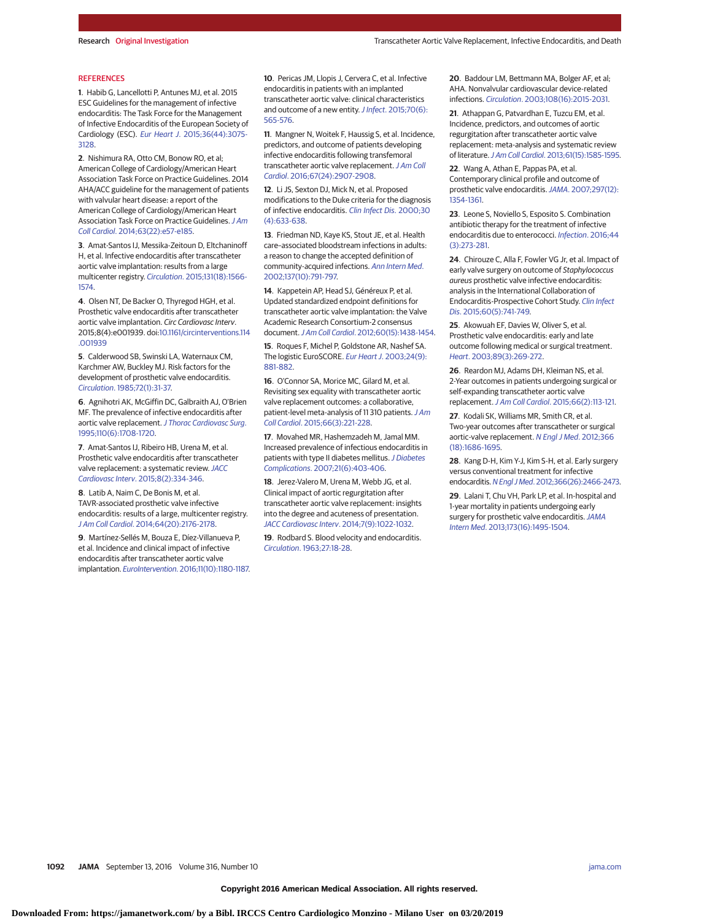## REFERENCES

1. Habib G, Lancellotti P, Antunes MJ, et al. 2015 ESC Guidelines for the management of infective endocarditis: The Task Force for the Management of Infective Endocarditis of the European Society of Cardiology (ESC). *Eur Heart J*. 2015;36(44):3075-3128.

2. Nishimura RA, Otto CM, Bonow RO, et al; American College of Cardiology/American Heart Association Task Force on Practice Guidelines. 2014 AHA/ACC guideline for the management of patients with valvular heart disease: a report of the American College of Cardiology/American Heart Association Task Force on Practice Guidelines. *J Am Coll Cardiol*. 2014;63(22):e57-e185.

3. Amat-Santos IJ, Messika-Zeitoun D, Eltchaninoff H, et al. Infective endocarditis after transcatheter aortic valve implantation: results from a large multicenter registry. *Circulation*. 2015;131(18):1566-1574.

4. Olsen NT, De Backer O, Thyregod HGH, et al. Prosthetic valve endocarditis after transcatheter aortic valve implantation. *Circ Cardiovasc Interv*. 2015;8(4):e001939. doi:10.1161/circinterventions.114.001939

5. Calderwood SB, Swinski LA, Waternaux CM, Karchmer AW, Buckley MJ. Risk factors for the development of prosthetic valve endocarditis. *Circulation*. 1985;72(1):31-37.

6. Agnihotri AK, McGiffin DC, Galbraith AJ, O'Brien MF. The prevalence of infective endocarditis after aortic valve replacement. *J Thorac Cardiovasc Surg*. 1995;110(6):1708-1720.

7. Amat-Santos IJ, Ribeiro HB, Urena M, et al. Prosthetic valve endocarditis after transcatheter valve replacement: a systematic review. *JACC Cardiovasc Interv*. 2015;8(2):334-346.

8. Latib A, Naim C, De Bonis M, et al. TAVR-associated prosthetic valve infective endocarditis: results of a large, multicenter registry. *J Am Coll Cardiol*. 2014;64(20):2176-2178.

9. Martínez-Sellés M, Bouza E, Díez-Villanueva P, et al. Incidence and clinical impact of infective endocarditis after transcatheter aortic valve implantation. *EuroIntervention*. 2016;11(10):1180-1187.

10. Pericas JM, Llopis J, Cervera C, et al. Infective endocarditis in patients with an implanted transcatheter aortic valve: clinical characteristics and outcome of a new entity. *J Infect*. 2015;70(6):565-576.

11. Mangner N, Woitek F, Haussig S, et al. Incidence, predictors, and outcome of patients developing infective endocarditis following transfemoral transcatheter aortic valve replacement. *J Am Coll Cardiol*. 2016;67(24):2907-2908.

12. Li JS, Sexton DJ, Mick N, et al. Proposed modifications to the Duke criteria for the diagnosis of infective endocarditis. *Clin Infect Dis*. 2000;30(4):633-638.

13. Friedman ND, Kaye KS, Stout JE, et al. Health care–associated bloodstream infections in adults: a reason to change the accepted definition of community-acquired infections. *Ann Intern Med*. 2002;137(10):791-797.

14. Kappetein AP, Head SJ, Généreux P, et al. Updated standardized endpoint definitions for transcatheter aortic valve implantation: the Valve Academic Research Consortium-2 consensus document. *J Am Coll Cardiol*. 2012;60(15):1438-1454.

15. Roques F, Michel P, Goldstone AR, Nashef SA. The logistic EuroSCORE. *Eur Heart J*. 2003;24(9):881-882.

16. O'Connor SA, Morice MC, Gilard M, et al. Revisiting sex equality with transcatheter aortic valve replacement outcomes: a collaborative, patient-level meta-analysis of 11 310 patients. *J Am Coll Cardiol*. 2015;66(3):221-228.

17. Movahed MR, Hashemzadeh M, Jamal MM. Increased prevalence of infectious endocarditis in patients with type II diabetes mellitus. *J Diabetes Complications*. 2007;21(6):403-406.

18. Jerez-Valero M, Urena M, Webb JG, et al. Clinical impact of aortic regurgitation after transcatheter aortic valve replacement: insights into the degree and acuteness of presentation. *JACC Cardiovasc Interv*. 2014;7(9):1022-1032.

19. Rodbard S. Blood velocity and endocarditis. *Circulation*. 1963;27:18-28.

20. Baddour LM, Bettmann MA, Bolger AF, et al; AHA. Nonvalvular cardiovascular device-related infections. *Circulation*. 2003;108(16):2015-2031.

21. Athappan G, Patvardhan E, Tuzcu EM, et al. Incidence, predictors, and outcomes of aortic regurgitation after transcatheter aortic valve replacement: meta-analysis and systematic review of literature. *J Am Coll Cardiol*. 2013;61(15):1585-1595.

22. Wang A, Athan E, Pappas PA, et al. Contemporary clinical profile and outcome of prosthetic valve endocarditis. *JAMA*. 2007;297(12):1354-1361.

23. Leone S, Noviello S, Esposito S. Combination antibiotic therapy for the treatment of infective endocarditis due to enterococci. *Infection*. 2016;44(3):273-281.

24. Chirouze C, Alla F, Fowler VG Jr, et al. Impact of early valve surgery on outcome of *Staphylococcus aureus* prosthetic valve infective endocarditis: analysis in the International Collaboration of Endocarditis-Prospective Cohort Study. *Clin Infect Dis*. 2015;60(5):741-749.

25. Akowuah EF, Davies W, Oliver S, et al. Prosthetic valve endocarditis: early and late outcome following medical or surgical treatment. *Heart*. 2003;89(3):269-272.

26. Reardon MJ, Adams DH, Kleiman NS, et al. 2-Year outcomes in patients undergoing surgical or self-expanding transcatheter aortic valve replacement. *J Am Coll Cardiol*. 2015;66(2):113-121.

27. Kodali SK, Williams MR, Smith CR, et al. Two-year outcomes after transcatheter or surgical aortic-valve replacement. *N Engl J Med*. 2012;366(18):1686-1695.

28. Kang D-H, Kim Y-J, Kim S-H, et al. Early surgery versus conventional treatment for infective endocarditis. *N Engl J Med*. 2012;366(26):2466-2473.

29. Lalani T, Chu VH, Park LP, et al. In-hospital and 1-year mortality in patients undergoing early surgery for prosthetic valve endocarditis. *JAMA Intern Med*. 2013;173(16):1495-1504.